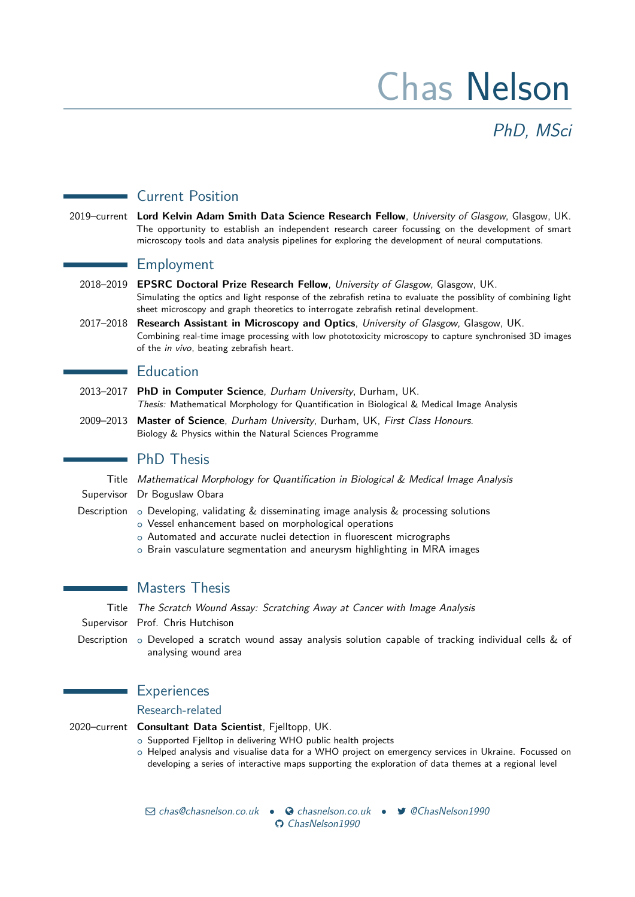# Chas Nelson

*PhD, MSci*

## Current Position

2019–current **Lord Kelvin Adam Smith Data Science Research Fellow**, *University of Glasgow*, Glasgow, UK.
The opportunity to establish an independent research career focussing on the development of smart microscopy tools and data analysis pipelines for exploring the development of neural computations.

## Employment

2018–2019 **EPSRC Doctoral Prize Research Fellow**, *University of Glasgow*, Glasgow, UK.
Simulating the optics and light response of the zebrafish retina to evaluate the possiblity of combining light sheet microscopy and graph theoretics to interrogate zebrafish retinal development.

2017–2018 **Research Assistant in Microscopy and Optics**, *University of Glasgow*, Glasgow, UK.
Combining real-time image processing with low phototoxicity microscopy to capture synchronised 3D images of the *in vivo*, beating zebrafish heart.

## Education

2013–2017 **PhD in Computer Science**, *Durham University*, Durham, UK.
*Thesis:* Mathematical Morphology for Quantification in Biological & Medical Image Analysis

2009–2013 **Master of Science**, *Durham University*, Durham, UK, *First Class Honours*.
Biology & Physics within the Natural Sciences Programme

## PhD Thesis

Title *Mathematical Morphology for Quantification in Biological & Medical Image Analysis*

Supervisor Dr Boguslaw Obara

Description
- Developing, validating & disseminating image analysis & processing solutions
- Vessel enhancement based on morphological operations
- Automated and accurate nuclei detection in fluorescent micrographs
- Brain vasculature segmentation and aneurysm highlighting in MRA images

## Masters Thesis

Title *The Scratch Wound Assay: Scratching Away at Cancer with Image Analysis*

Supervisor Prof. Chris Hutchison

Description
- Developed a scratch wound assay analysis solution capable of tracking individual cells & of analysing wound area

## Experiences

### Research-related

2020–current **Consultant Data Scientist**, Fjelltopp, UK.
- Supported Fjelltop in delivering WHO public health projects
- Helped analysis and visualise data for a WHO project on emergency services in Ukraine. Focussed on developing a series of interactive maps supporting the exploration of data themes at a regional level

chas@chasnelson.co.uk • chasnelson.co.uk • @ChasNelson1990
ChasNelson1990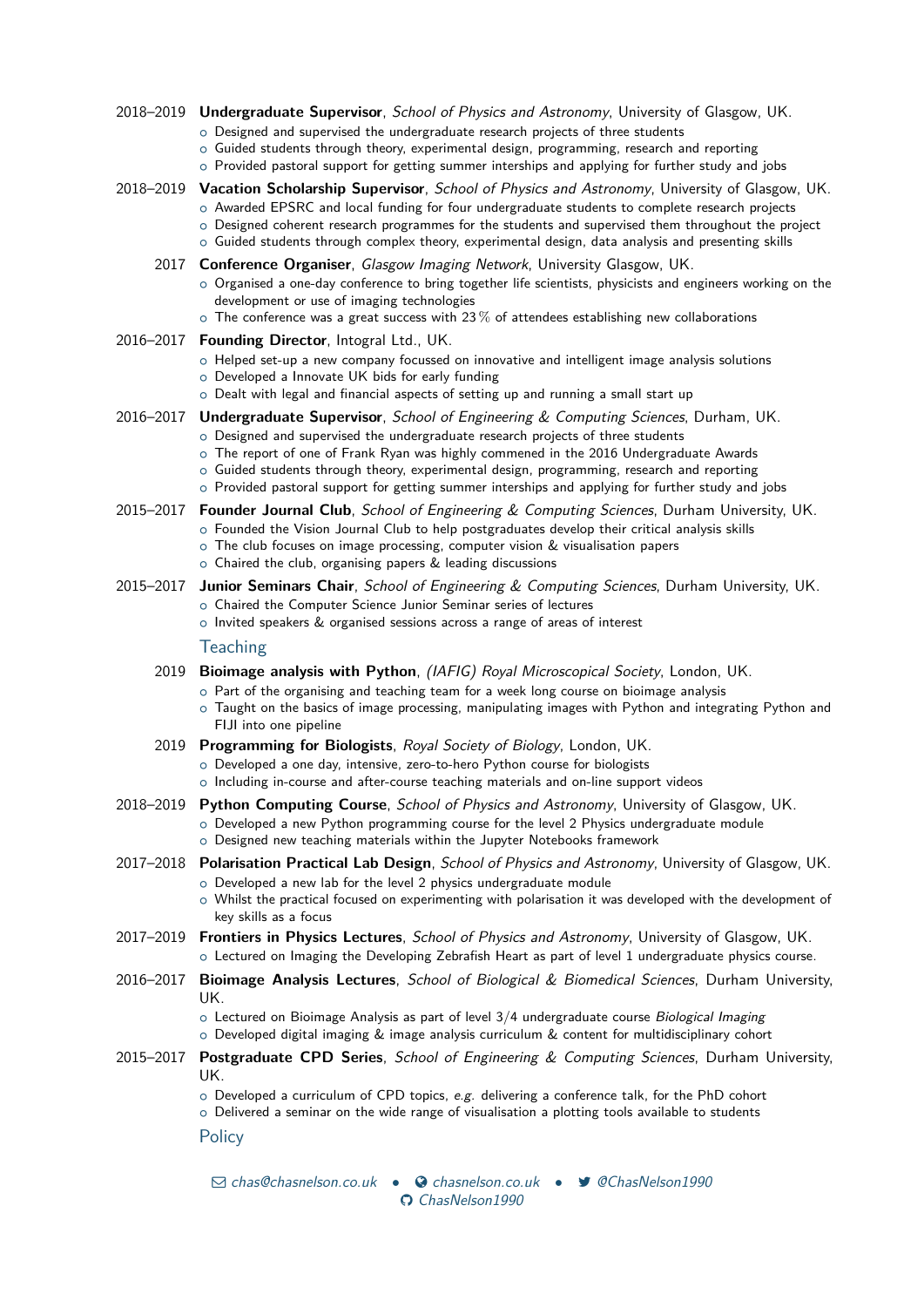2018–2019 **Undergraduate Supervisor**, *School of Physics and Astronomy*, University of Glasgow, UK.
- Designed and supervised the undergraduate research projects of three students
- Guided students through theory, experimental design, programming, research and reporting
- Provided pastoral support for getting summer interships and applying for further study and jobs

2018–2019 **Vacation Scholarship Supervisor**, *School of Physics and Astronomy*, University of Glasgow, UK.
- Awarded EPSRC and local funding for four undergraduate students to complete research projects
- Designed coherent research programmes for the students and supervised them throughout the project
- Guided students through complex theory, experimental design, data analysis and presenting skills

2017 **Conference Organiser**, *Glasgow Imaging Network*, University Glasgow, UK.
- Organised a one-day conference to bring together life scientists, physicists and engineers working on the development or use of imaging technologies
- The conference was a great success with 23 % of attendees establishing new collaborations

2016–2017 **Founding Director**, Intogral Ltd., UK.
- Helped set-up a new company focussed on innovative and intelligent image analysis solutions
- Developed a Innovate UK bids for early funding
- Dealt with legal and financial aspects of setting up and running a small start up

2016–2017 **Undergraduate Supervisor**, *School of Engineering & Computing Sciences*, Durham, UK.
- Designed and supervised the undergraduate research projects of three students
- The report of one of Frank Ryan was highly commened in the 2016 Undergraduate Awards
- Guided students through theory, experimental design, programming, research and reporting
- Provided pastoral support for getting summer interships and applying for further study and jobs

2015–2017 **Founder Journal Club**, *School of Engineering & Computing Sciences*, Durham University, UK.
- Founded the Vision Journal Club to help postgraduates develop their critical analysis skills
- The club focuses on image processing, computer vision & visualisation papers
- Chaired the club, organising papers & leading discussions

2015–2017 **Junior Seminars Chair**, *School of Engineering & Computing Sciences*, Durham University, UK.
- Chaired the Computer Science Junior Seminar series of lectures
- Invited speakers & organised sessions across a range of areas of interest

## Teaching

2019 **Bioimage analysis with Python**, *(IAFIG) Royal Microscopical Society*, London, UK.
- Part of the organising and teaching team for a week long course on bioimage analysis
- Taught on the basics of image processing, manipulating images with Python and integrating Python and FIJI into one pipeline

2019 **Programming for Biologists**, *Royal Society of Biology*, London, UK.
- Developed a one day, intensive, zero-to-hero Python course for biologists
- Including in-course and after-course teaching materials and on-line support videos

2018–2019 **Python Computing Course**, *School of Physics and Astronomy*, University of Glasgow, UK.
- Developed a new Python programming course for the level 2 Physics undergraduate module
- Designed new teaching materials within the Jupyter Notebooks framework

2017–2018 **Polarisation Practical Lab Design**, *School of Physics and Astronomy*, University of Glasgow, UK.
- Developed a new lab for the level 2 physics undergraduate module
- Whilst the practical focused on experimenting with polarisation it was developed with the development of key skills as a focus

2017–2019 **Frontiers in Physics Lectures**, *School of Physics and Astronomy*, University of Glasgow, UK.
- Lectured on Imaging the Developing Zebrafish Heart as part of level 1 undergraduate physics course.

2016–2017 **Bioimage Analysis Lectures**, *School of Biological & Biomedical Sciences*, Durham University, UK.
- Lectured on Bioimage Analysis as part of level 3/4 undergraduate course *Biological Imaging*
- Developed digital imaging & image analysis curriculum & content for multidisciplinary cohort

2015–2017 **Postgraduate CPD Series**, *School of Engineering & Computing Sciences*, Durham University, UK.
- Developed a curriculum of CPD topics, *e.g.* delivering a conference talk, for the PhD cohort
- Delivered a seminar on the wide range of visualisation a plotting tools available to students

## Policy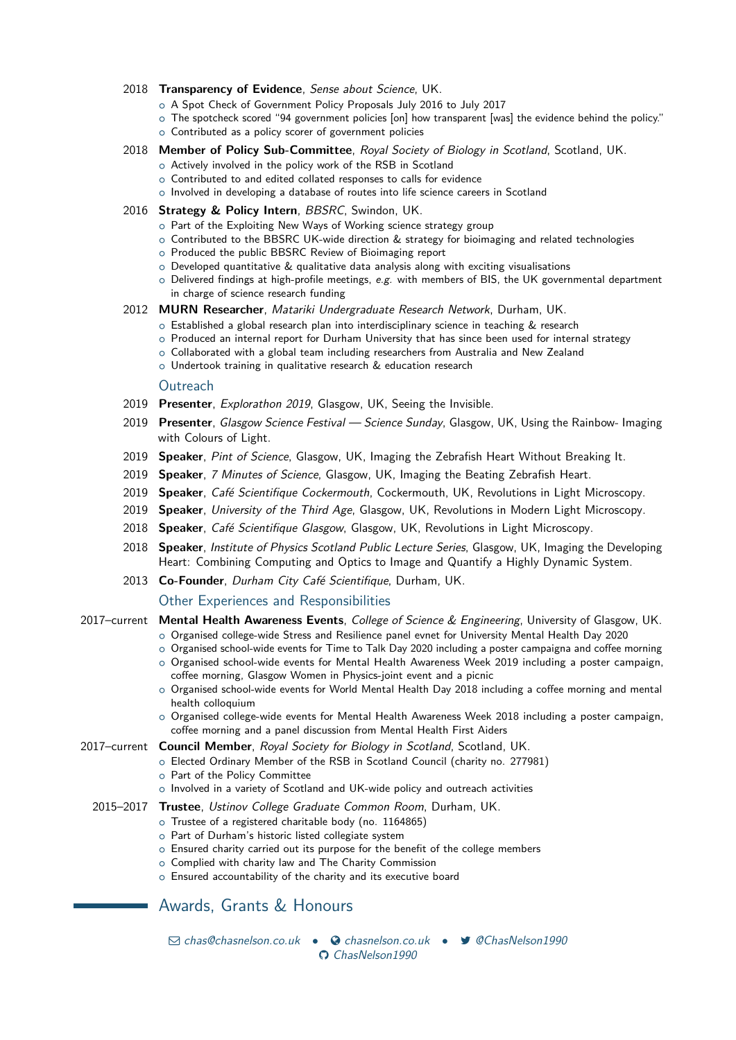2018 **Transparency of Evidence**, *Sense about Science*, UK.
- A Spot Check of Government Policy Proposals July 2016 to July 2017
- The spotcheck scored "94 government policies [on] how transparent [was] the evidence behind the policy."
- Contributed as a policy scorer of government policies

2018 **Member of Policy Sub-Committee**, *Royal Society of Biology in Scotland*, Scotland, UK.
- Actively involved in the policy work of the RSB in Scotland
- Contributed to and edited collated responses to calls for evidence
- Involved in developing a database of routes into life science careers in Scotland

2016 **Strategy & Policy Intern**, *BBSRC*, Swindon, UK.
- Part of the Exploiting New Ways of Working science strategy group
- Contributed to the BBSRC UK-wide direction & strategy for bioimaging and related technologies
- Produced the public BBSRC Review of Bioimaging report
- Developed quantitative & qualitative data analysis along with exciting visualisations
- Delivered findings at high-profile meetings, *e.g.* with members of BIS, the UK governmental department in charge of science research funding

2012 **MURN Researcher**, *Matariki Undergraduate Research Network*, Durham, UK.
- Established a global research plan into interdisciplinary science in teaching & research
- Produced an internal report for Durham University that has since been used for internal strategy
- Collaborated with a global team including researchers from Australia and New Zealand
- Undertook training in qualitative research & education research

## Outreach

2019 **Presenter**, *Explorathon 2019*, Glasgow, UK, Seeing the Invisible.

2019 **Presenter**, *Glasgow Science Festival — Science Sunday*, Glasgow, UK, Using the Rainbow- Imaging with Colours of Light.

2019 **Speaker**, *Pint of Science*, Glasgow, UK, Imaging the Zebrafish Heart Without Breaking It.

2019 **Speaker**, *7 Minutes of Science*, Glasgow, UK, Imaging the Beating Zebrafish Heart.

2019 **Speaker**, *Café Scientifique Cockermouth*, Cockermouth, UK, Revolutions in Light Microscopy.

2019 **Speaker**, *University of the Third Age*, Glasgow, UK, Revolutions in Modern Light Microscopy.

2018 **Speaker**, *Café Scientifique Glasgow*, Glasgow, UK, Revolutions in Light Microscopy.

2018 **Speaker**, *Institute of Physics Scotland Public Lecture Series*, Glasgow, UK, Imaging the Developing Heart: Combining Computing and Optics to Image and Quantify a Highly Dynamic System.

2013 **Co-Founder**, *Durham City Café Scientifique*, Durham, UK.

## Other Experiences and Responsibilities

2017–current **Mental Health Awareness Events**, *College of Science & Engineering*, University of Glasgow, UK.
- Organised college-wide Stress and Resilience panel evnet for University Mental Health Day 2020
- Organised school-wide events for Time to Talk Day 2020 including a poster campaigna and coffee morning
- Organised school-wide events for Mental Health Awareness Week 2019 including a poster campaign, coffee morning, Glasgow Women in Physics-joint event and a picnic
- Organised school-wide events for World Mental Health Day 2018 including a coffee morning and mental health colloquium
- Organised college-wide events for Mental Health Awareness Week 2018 including a poster campaign, coffee morning and a panel discussion from Mental Health First Aiders

2017–current **Council Member**, *Royal Society for Biology in Scotland*, Scotland, UK.
- Elected Ordinary Member of the RSB in Scotland Council (charity no. 277981)
- Part of the Policy Committee
- Involved in a variety of Scotland and UK-wide policy and outreach activities

2015–2017 **Trustee**, *Ustinov College Graduate Common Room*, Durham, UK.
- Trustee of a registered charitable body (no. 1164865)
- Part of Durham's historic listed collegiate system
- Ensured charity carried out its purpose for the benefit of the college members
- Complied with charity law and The Charity Commission
- Ensured accountability of the charity and its executive board

## Awards, Grants & Honours

chas@chasnelson.co.uk • chasnelson.co.uk • @ChasNelson1990
ChasNelson1990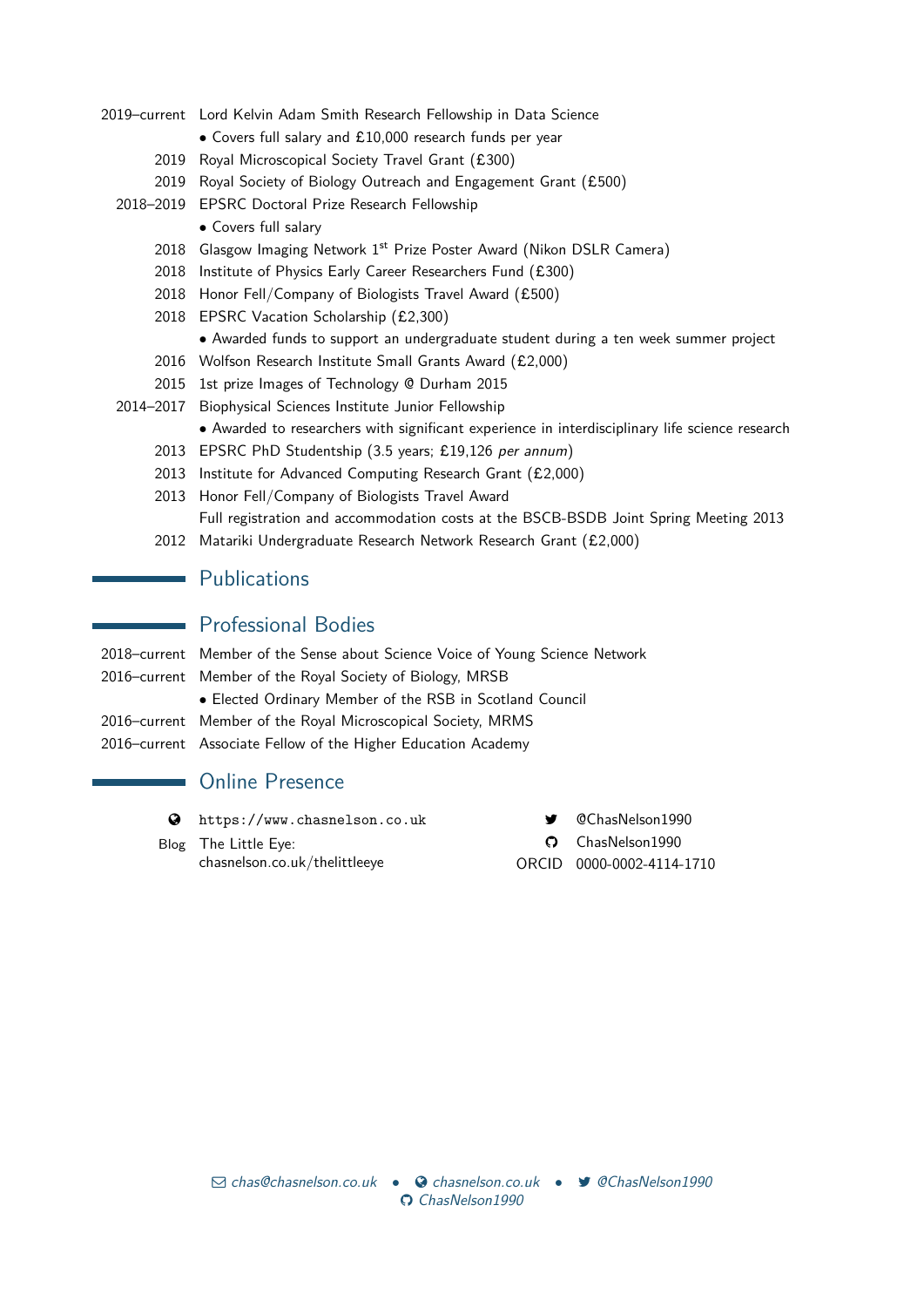2019–current Lord Kelvin Adam Smith Research Fellowship in Data Science
- Covers full salary and £10,000 research funds per year

2019 Royal Microscopical Society Travel Grant (£300)

2019 Royal Society of Biology Outreach and Engagement Grant (£500)

2018–2019 EPSRC Doctoral Prize Research Fellowship
- Covers full salary

2018 Glasgow Imaging Network 1$^{st}$ Prize Poster Award (Nikon DSLR Camera)

2018 Institute of Physics Early Career Researchers Fund (£300)

2018 Honor Fell/Company of Biologists Travel Award (£500)

2018 EPSRC Vacation Scholarship (£2,300)
- Awarded funds to support an undergraduate student during a ten week summer project

2016 Wolfson Research Institute Small Grants Award (£2,000)

2015 1st prize Images of Technology @ Durham 2015

2014–2017 Biophysical Sciences Institute Junior Fellowship
- Awarded to researchers with significant experience in interdisciplinary life science research

2013 EPSRC PhD Studentship (3.5 years; £19,126 *per annum*)

2013 Institute for Advanced Computing Research Grant (£2,000)

2013 Honor Fell/Company of Biologists Travel Award
Full registration and accommodation costs at the BSCB-BSDB Joint Spring Meeting 2013

2012 Matariki Undergraduate Research Network Research Grant (£2,000)

## Publications

## Professional Bodies

2018–current Member of the Sense about Science Voice of Young Science Network

2016–current Member of the Royal Society of Biology, MRSB
- Elected Ordinary Member of the RSB in Scotland Council

2016–current Member of the Royal Microscopical Society, MRMS

2016–current Associate Fellow of the Higher Education Academy

## Online Presence

Website: https://www.chasnelson.co.uk

Blog: The Little Eye: chasnelson.co.uk/thelittleeye

Twitter: @ChasNelson1990

GitHub: ChasNelson1990

ORCID: 0000-0002-4114-1710